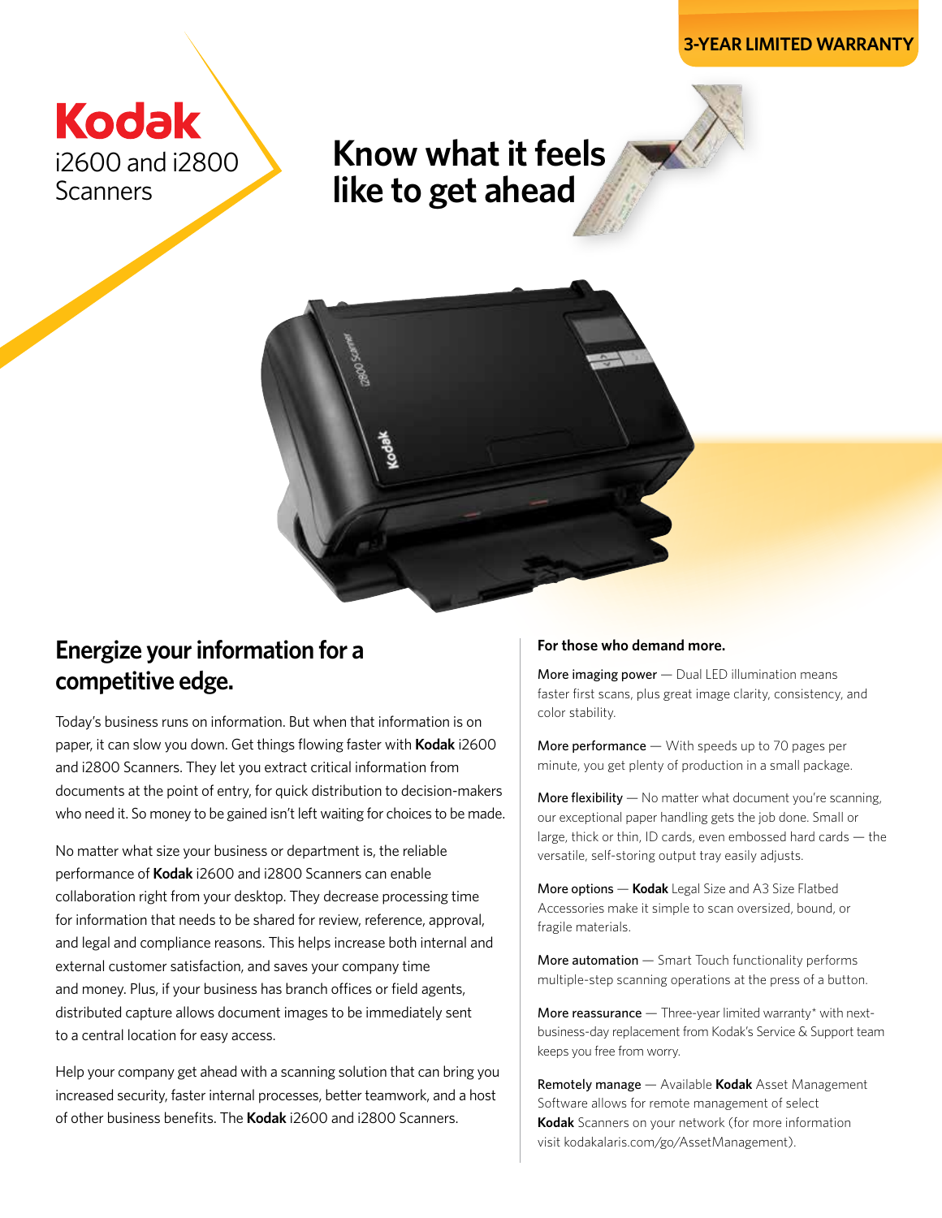3-YEAR LIMITED WARRANTY

# Kodak i2600 and i2800 Scanners

# Know what it feels like to get ahead

## Energize your information for a competitive edge.

Today's business runs on information. But when that information is on paper, it can slow you down. Get things flowing faster with **Kodak** i2600 and i2800 Scanners. They let you extract critical information from documents at the point of entry, for quick distribution to decision-makers who need it. So money to be gained isn't left waiting for choices to be made.

No matter what size your business or department is, the reliable performance of **Kodak** i2600 and i2800 Scanners can enable collaboration right from your desktop. They decrease processing time for information that needs to be shared for review, reference, approval, and legal and compliance reasons. This helps increase both internal and external customer satisfaction, and saves your company time and money. Plus, if your business has branch offices or field agents, distributed capture allows document images to be immediately sent to a central location for easy access.

Help your company get ahead with a scanning solution that can bring you increased security, faster internal processes, better teamwork, and a host of other business benefits. The **Kodak** i2600 and i2800 Scanners.

**For those who demand more.**

More imaging power — Dual LED illumination means faster first scans, plus great image clarity, consistency, and color stability.

More performance — With speeds up to 70 pages per minute, you get plenty of production in a small package.

More flexibility — No matter what document you're scanning, our exceptional paper handling gets the job done. Small or large, thick or thin, ID cards, even embossed hard cards — the versatile, self-storing output tray easily adjusts.

More options — **Kodak** Legal Size and A3 Size Flatbed Accessories make it simple to scan oversized, bound, or fragile materials.

More automation — Smart Touch functionality performs multiple-step scanning operations at the press of a button.

More reassurance — Three-year limited warranty* with next-business-day replacement from Kodak's Service & Support team keeps you free from worry.

Remotely manage — Available **Kodak** Asset Management Software allows for remote management of select **Kodak** Scanners on your network (for more information visit kodakalaris.com/go/AssetManagement).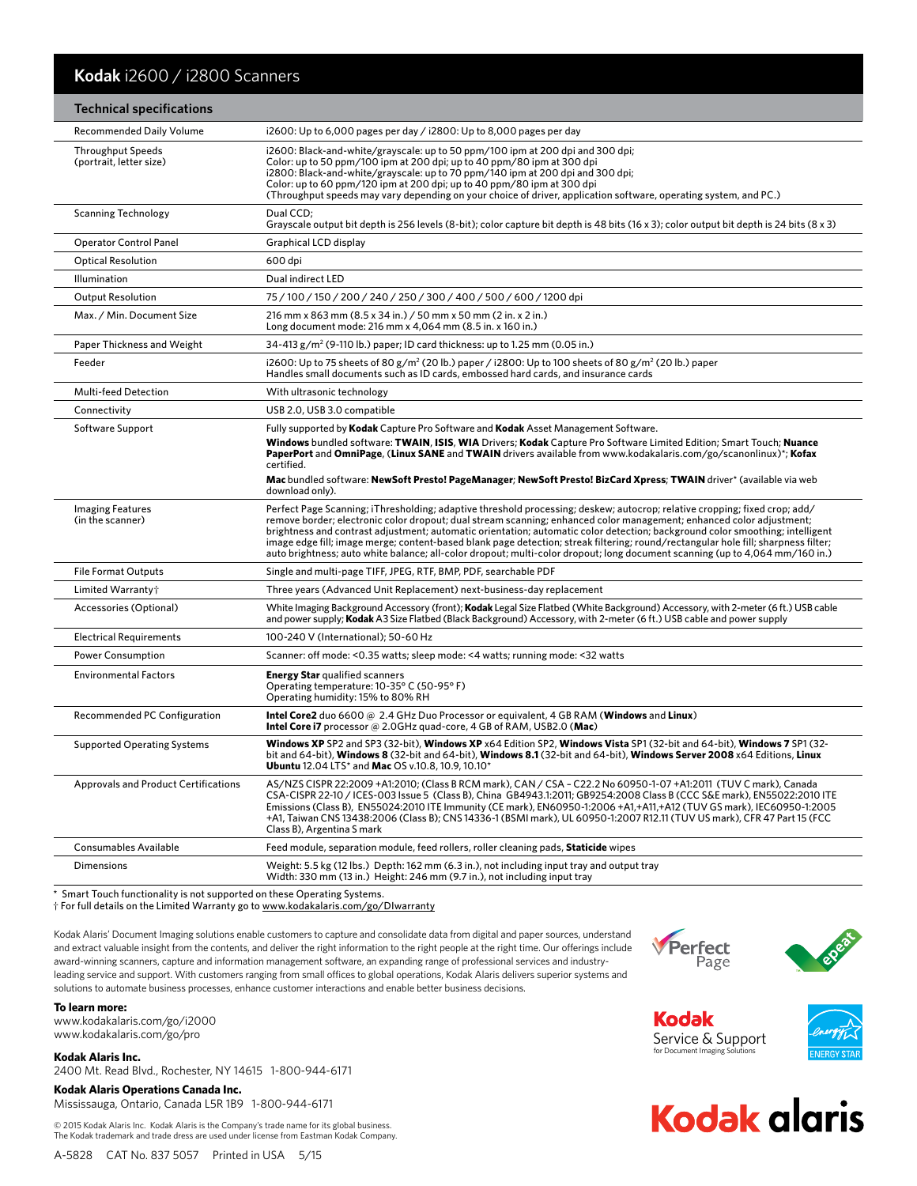# **Kodak** i2600 / i2800 Scanners

## Technical specifications

| | |
|---|---|
| Recommended Daily Volume | i2600: Up to 6,000 pages per day / i2800: Up to 8,000 pages per day |
| Throughput Speeds (portrait, letter size) | i2600: Black-and-white/grayscale: up to 50 ppm/100 ipm at 200 dpi and 300 dpi; Color: up to 50 ppm/100 ipm at 200 dpi; up to 40 ppm/80 ipm at 300 dpi<br>i2800: Black-and-white/grayscale: up to 70 ppm/140 ipm at 200 dpi and 300 dpi; Color: up to 60 ppm/120 ipm at 200 dpi; up to 40 ppm/80 ipm at 300 dpi<br>(Throughput speeds may vary depending on your choice of driver, application software, operating system, and PC.) |
| Scanning Technology | Dual CCD;<br>Grayscale output bit depth is 256 levels (8-bit); color capture bit depth is 48 bits (16 x 3); color output bit depth is 24 bits (8 x 3) |
| Operator Control Panel | Graphical LCD display |
| Optical Resolution | 600 dpi |
| Illumination | Dual indirect LED |
| Output Resolution | 75 / 100 / 150 / 200 / 240 / 250 / 300 / 400 / 500 / 600 / 1200 dpi |
| Max. / Min. Document Size | 216 mm x 863 mm (8.5 x 34 in.) / 50 mm x 50 mm (2 in. x 2 in.)<br>Long document mode: 216 mm x 4,064 mm (8.5 in. x 160 in.) |
| Paper Thickness and Weight | 34-413 g/m² (9-110 lb.) paper; ID card thickness: up to 1.25 mm (0.05 in.) |
| Feeder | i2600: Up to 75 sheets of 80 g/m² (20 lb.) paper / i2800: Up to 100 sheets of 80 g/m² (20 lb.) paper<br>Handles small documents such as ID cards, embossed hard cards, and insurance cards |
| Multi-feed Detection | With ultrasonic technology |
| Connectivity | USB 2.0, USB 3.0 compatible |
| Software Support | Fully supported by **Kodak** Capture Pro Software and **Kodak** Asset Management Software.<br>**Windows** bundled software: **TWAIN**, **ISIS**, **WIA** Drivers; **Kodak** Capture Pro Software Limited Edition; Smart Touch; **Nuance PaperPort** and **OmniPage**, (**Linux SANE** and **TWAIN** drivers available from www.kodakalaris.com/go/scanonlinux)*; **Kofax** certified.<br>**Mac** bundled software: **NewSoft Presto! PageManager**; **NewSoft Presto! BizCard Xpress**; **TWAIN** driver* (available via web download only). |
| Imaging Features (in the scanner) | Perfect Page Scanning; iThresholding; adaptive threshold processing; deskew; autocrop; relative cropping; fixed crop; add/remove border; electronic color dropout; dual stream scanning; enhanced color management; enhanced color adjustment; brightness and contrast adjustment; automatic orientation; automatic color detection; background color smoothing; intelligent image edge fill; image merge; content-based blank page detection; streak filtering; round/rectangular hole fill; sharpness filter; auto brightness; auto white balance; all-color dropout; multi-color dropout; long document scanning (up to 4,064 mm/160 in.) |
| File Format Outputs | Single and multi-page TIFF, JPEG, RTF, BMP, PDF, searchable PDF |
| Limited Warranty† | Three years (Advanced Unit Replacement) next-business-day replacement |
| Accessories (Optional) | White Imaging Background Accessory (front); **Kodak** Legal Size Flatbed (White Background) Accessory, with 2-meter (6 ft.) USB cable and power supply; **Kodak** A3 Size Flatbed (Black Background) Accessory, with 2-meter (6 ft.) USB cable and power supply |
| Electrical Requirements | 100-240 V (International); 50-60 Hz |
| Power Consumption | Scanner: off mode: <0.35 watts; sleep mode: <4 watts; running mode: <32 watts |
| Environmental Factors | **Energy Star** qualified scanners<br>Operating temperature: 10-35° C (50-95° F)<br>Operating humidity: 15% to 80% RH |
| Recommended PC Configuration | **Intel Core2** duo 6600 @ 2.4 GHz Duo Processor or equivalent, 4 GB RAM (**Windows** and **Linux**)<br>**Intel Core i7** processor @ 2.0GHz quad-core, 4 GB of RAM, USB2.0 (**Mac**) |
| Supported Operating Systems | **Windows XP** SP2 and SP3 (32-bit), **Windows XP** x64 Edition SP2, **Windows Vista** SP1 (32-bit and 64-bit), **Windows 7** SP1 (32-bit and 64-bit), **Windows 8** (32-bit and 64-bit), **Windows 8.1** (32-bit and 64-bit), **Windows Server 2008** x64 Editions, **Linux Ubuntu** 12.04 LTS* and **Mac** OS v.10.8, 10.9, 10.10* |
| Approvals and Product Certifications | AS/NZS CISPR 22:2009 +A1:2010; (Class B RCM mark), CAN / CSA – C22.2 No 60950-1-07 +A1:2011 (TUV C mark), Canada CSA-CISPR 22-10 / ICES-003 Issue 5 (Class B), China GB4943.1:2011; GB9254:2008 Class B (CCC S&E mark), EN55022:2010 ITE Emissions (Class B), EN55024:2010 ITE Immunity (CE mark), EN60950-1:2006 +A1,+A11,+A12 (TUV GS mark), IEC60950-1:2005 +A1, Taiwan CNS 13438:2006 (Class B); CNS 14336-1 (BSMI mark), UL 60950-1:2007 R12.11 (TUV US mark), CFR 47 Part 15 (FCC Class B), Argentina S mark |
| Consumables Available | Feed module, separation module, feed rollers, roller cleaning pads, **Staticide** wipes |
| Dimensions | Weight: 5.5 kg (12 lbs.) Depth: 162 mm (6.3 in.), not including input tray and output tray<br>Width: 330 mm (13 in.) Height: 246 mm (9.7 in.), not including input tray |

\* Smart Touch functionality is not supported on these Operating Systems.
† For full details on the Limited Warranty go to www.kodakalaris.com/go/DIwarranty

Kodak Alaris' Document Imaging solutions enable customers to capture and consolidate data from digital and paper sources, understand and extract valuable insight from the contents, and deliver the right information to the right people at the right time. Our offerings include award-winning scanners, capture and information management software, an expanding range of professional services and industry-leading service and support. With customers ranging from small offices to global operations, Kodak Alaris delivers superior systems and solutions to automate business processes, enhance customer interactions and enable better business decisions.

Perfect Page

epeat

**To learn more:**
www.kodakalaris.com/go/i2000
www.kodakalaris.com/go/pro

**Kodak Alaris Inc.**
2400 Mt. Read Blvd., Rochester, NY 14615 1-800-944-6171

**Kodak Alaris Operations Canada Inc.**
Mississauga, Ontario, Canada L5R 1B9 1-800-944-6171

Kodak Service & Support for Document Imaging Solutions

ENERGY STAR

Kodak alaris

© 2015 Kodak Alaris Inc. Kodak Alaris is the Company's trade name for its global business.
The Kodak trademark and trade dress are used under license from Eastman Kodak Company.

A-5828 CAT No. 837 5057 Printed in USA 5/15